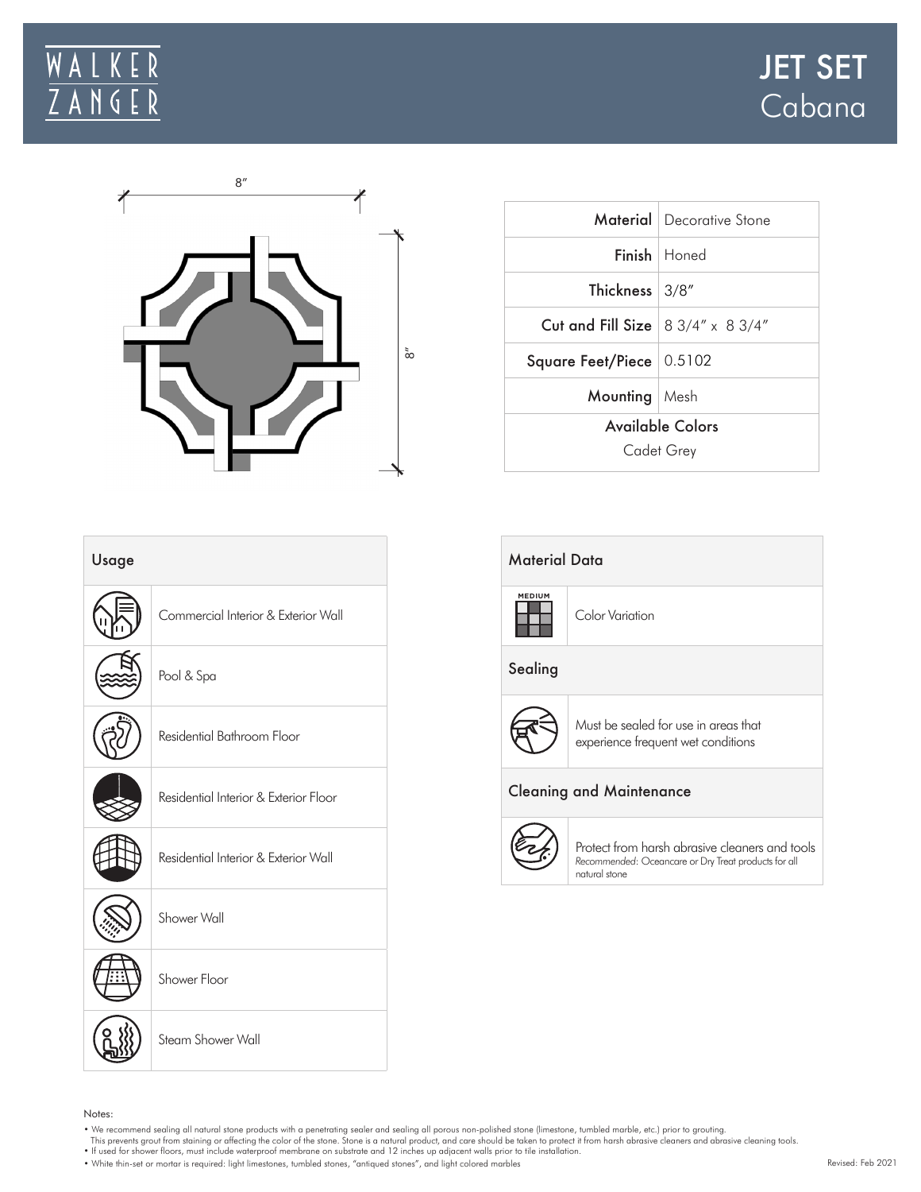WALKER ZANGER

# JET SET
## Cabana

8″

8″

| | |
|---|---|
| **Material** | Decorative Stone |
| **Finish** | Honed |
| **Thickness** | 3/8″ |
| **Cut and Fill Size** | 8 3/4″ x 8 3/4″ |
| **Square Feet/Piece** | 0.5102 |
| **Mounting** | Mesh |
| **Available Colors** | Cadet Grey |

## Usage

| |
|---|
| Commercial Interior & Exterior Wall |
| Pool & Spa |
| Residential Bathroom Floor |
| Residential Interior & Exterior Floor |
| Residential Interior & Exterior Wall |
| Shower Wall |
| Shower Floor |
| Steam Shower Wall |

## Material Data

| | |
|---|---|
| MEDIUM | Color Variation |

## Sealing

Must be sealed for use in areas that experience frequent wet conditions

## Cleaning and Maintenance

Protect from harsh abrasive cleaners and tools
*Recommended*: Oceancare or Dry Treat products for all natural stone

Notes:

- We recommend sealing all natural stone products with a penetrating sealer and sealing all porous non-polished stone (limestone, tumbled marble, etc.) prior to grouting. This prevents grout from staining or affecting the color of the stone. Stone is a natural product, and care should be taken to protect it from harsh abrasive cleaners and abrasive cleaning tools.
- If used for shower floors, must include waterproof membrane on substrate and 12 inches up adjacent walls prior to tile installation.
- White thin-set or mortar is required: light limestones, tumbled stones, "antiqued stones", and light colored marbles

Revised: Feb 2021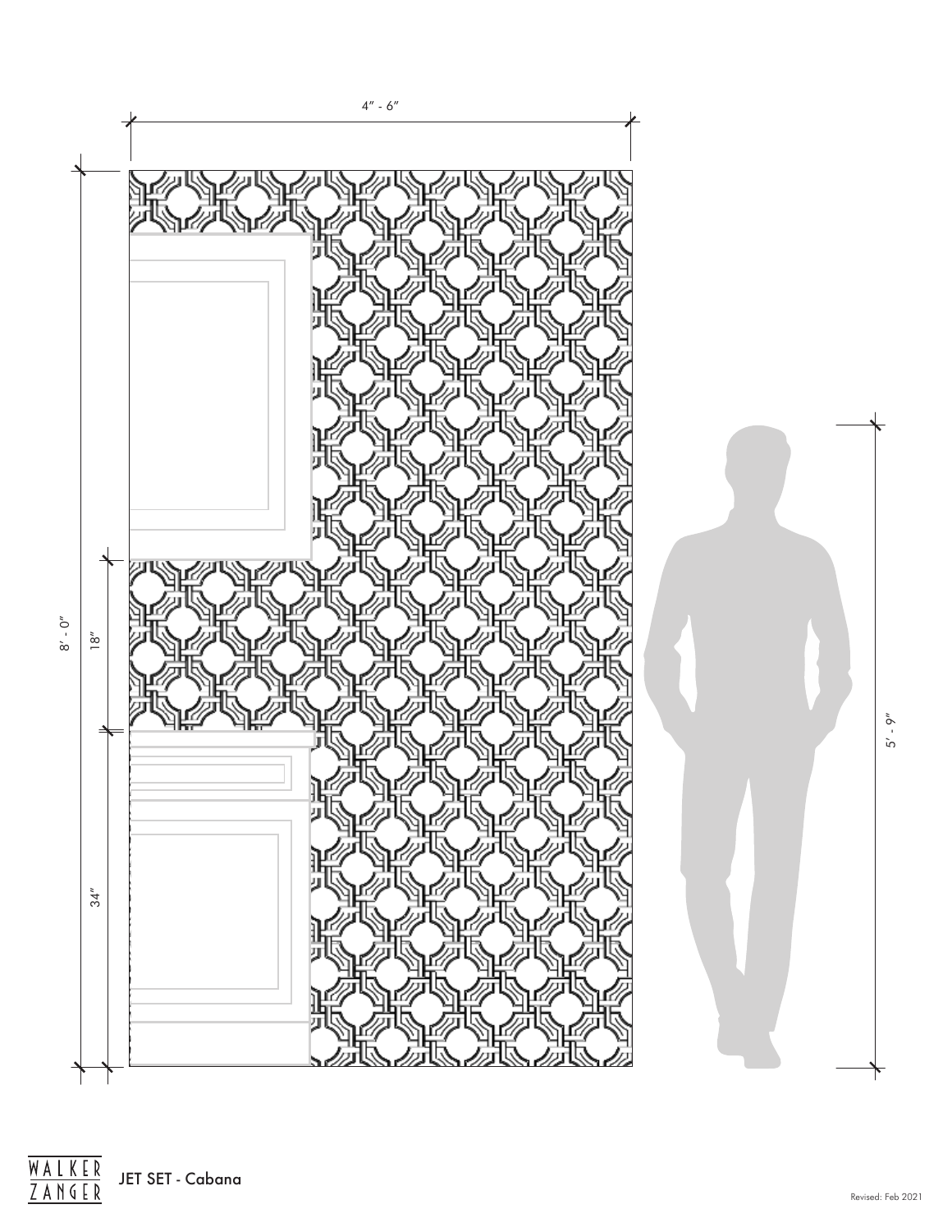4" - 6"

8' - 0"

18"

34"

5' - 9"

WALKER ZANGER

JET SET - Cabana

Revised: Feb 2021